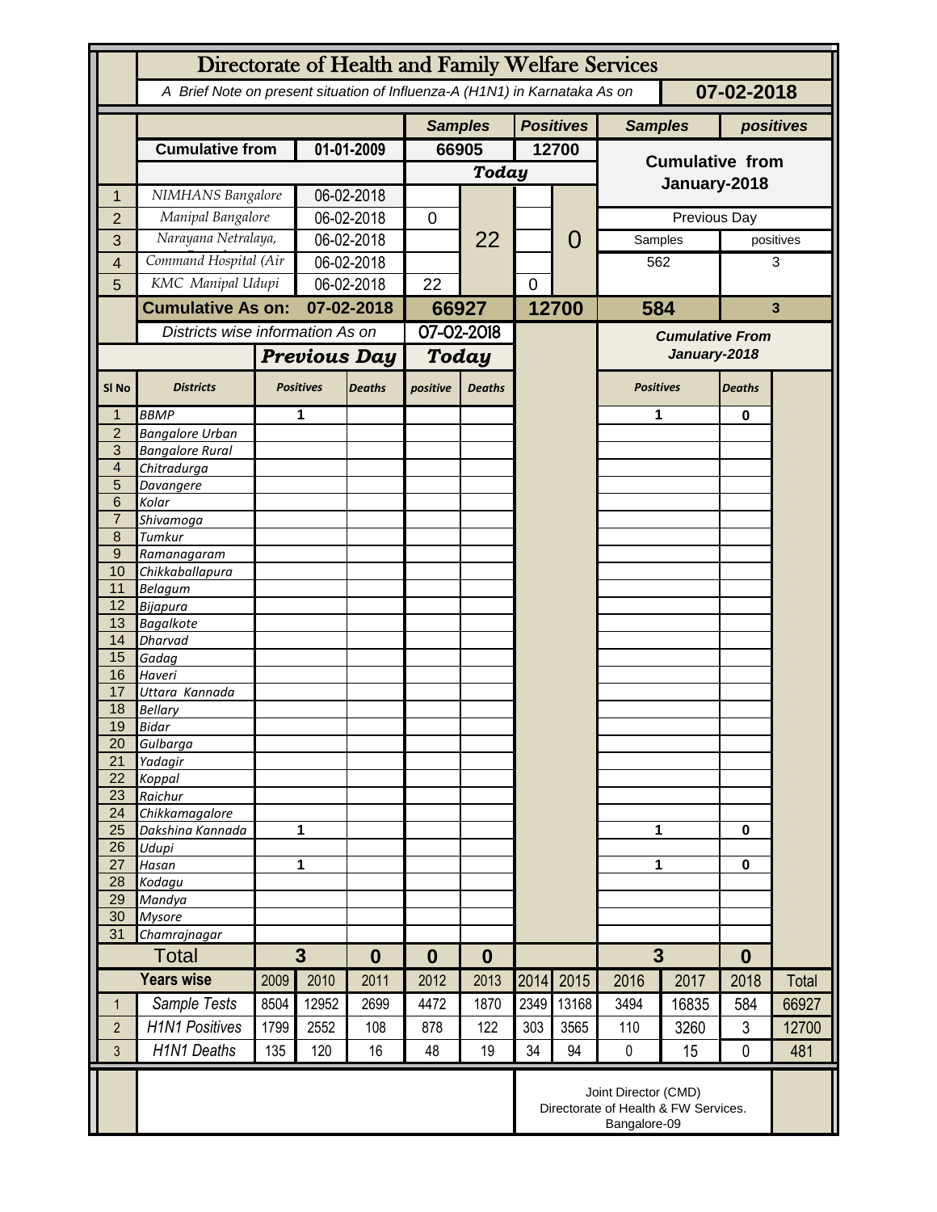# Directorate of Health and Family Welfare Services

*A Brief Note on present situation of Influenza-A (H1N1) in Karnataka As on* **07-02-2018**

| | | | Samples | | Positives | | Samples | positives |
|---|---|---|---|---|---|---|---|---|
| | **Cumulative from** | **01-01-2009** | **66905** | | **12700** | | **Cumulative from January-2018** | |
| | | | ***Today*** | | | | | |
| 1 | *NIMHANS Bangalore* | 06-02-2018 | | 22 | | 0 | | |
| 2 | *Manipal Bangalore* | 06-02-2018 | 0 | | | | Previous Day | |
| 3 | *Narayana Netralaya,* | 06-02-2018 | | | | | Samples | positives |
| 4 | *Command Hospital (Air* | 06-02-2018 | | | | | 562 | 3 |
| 5 | *KMC Manipal Udupi* | 06-02-2018 | 22 | | 0 | | | |
| | **Cumulative As on:** | **07-02-2018** | **66927** | | **12700** | | **584** | **3** |

*Districts wise information As on* 07-02-2018

| Sl No | Districts | Previous Day Positives | Previous Day Deaths | Today positive | Today Deaths | Cumulative From January-2018 Positives | Cumulative From January-2018 Deaths |
|---|---|---|---|---|---|---|---|
| 1 | *BBMP* | 1 | | | | 1 | 0 |
| 2 | *Bangalore Urban* | | | | | | |
| 3 | *Bangalore Rural* | | | | | | |
| 4 | *Chitradurga* | | | | | | |
| 5 | *Davangere* | | | | | | |
| 6 | *Kolar* | | | | | | |
| 7 | *Shivamoga* | | | | | | |
| 8 | *Tumkur* | | | | | | |
| 9 | *Ramanagaram* | | | | | | |
| 10 | *Chikkaballapura* | | | | | | |
| 11 | *Belagum* | | | | | | |
| 12 | *Bijapura* | | | | | | |
| 13 | *Bagalkote* | | | | | | |
| 14 | *Dharvad* | | | | | | |
| 15 | *Gadag* | | | | | | |
| 16 | *Haveri* | | | | | | |
| 17 | *Uttara Kannada* | | | | | | |
| 18 | *Bellary* | | | | | | |
| 19 | *Bidar* | | | | | | |
| 20 | *Gulbarga* | | | | | | |
| 21 | *Yadagir* | | | | | | |
| 22 | *Koppal* | | | | | | |
| 23 | *Raichur* | | | | | | |
| 24 | *Chikkamagalore* | | | | | | |
| 25 | *Dakshina Kannada* | 1 | | | | 1 | 0 |
| 26 | *Udupi* | | | | | | |
| 27 | *Hasan* | 1 | | | | 1 | 0 |
| 28 | *Kodagu* | | | | | | |
| 29 | *Mandya* | | | | | | |
| 30 | *Mysore* | | | | | | |
| 31 | *Chamrajnagar* | | | | | | |
| | **Total** | **3** | **0** | **0** | **0** | **3** | **0** |

| | Years wise | 2009 | 2010 | 2011 | 2012 | 2013 | 2014 | 2015 | 2016 | 2017 | 2018 | Total |
|---|---|---|---|---|---|---|---|---|---|---|---|---|
| 1 | *Sample Tests* | 8504 | 12952 | 2699 | 4472 | 1870 | 2349 | 13168 | 3494 | 16835 | 584 | 66927 |
| 2 | *H1N1 Positives* | 1799 | 2552 | 108 | 878 | 122 | 303 | 3565 | 110 | 3260 | 3 | 12700 |
| 3 | *H1N1 Deaths* | 135 | 120 | 16 | 48 | 19 | 34 | 94 | 0 | 15 | 0 | 481 |

Joint Director (CMD)
Directorate of Health & FW Services.
Bangalore-09